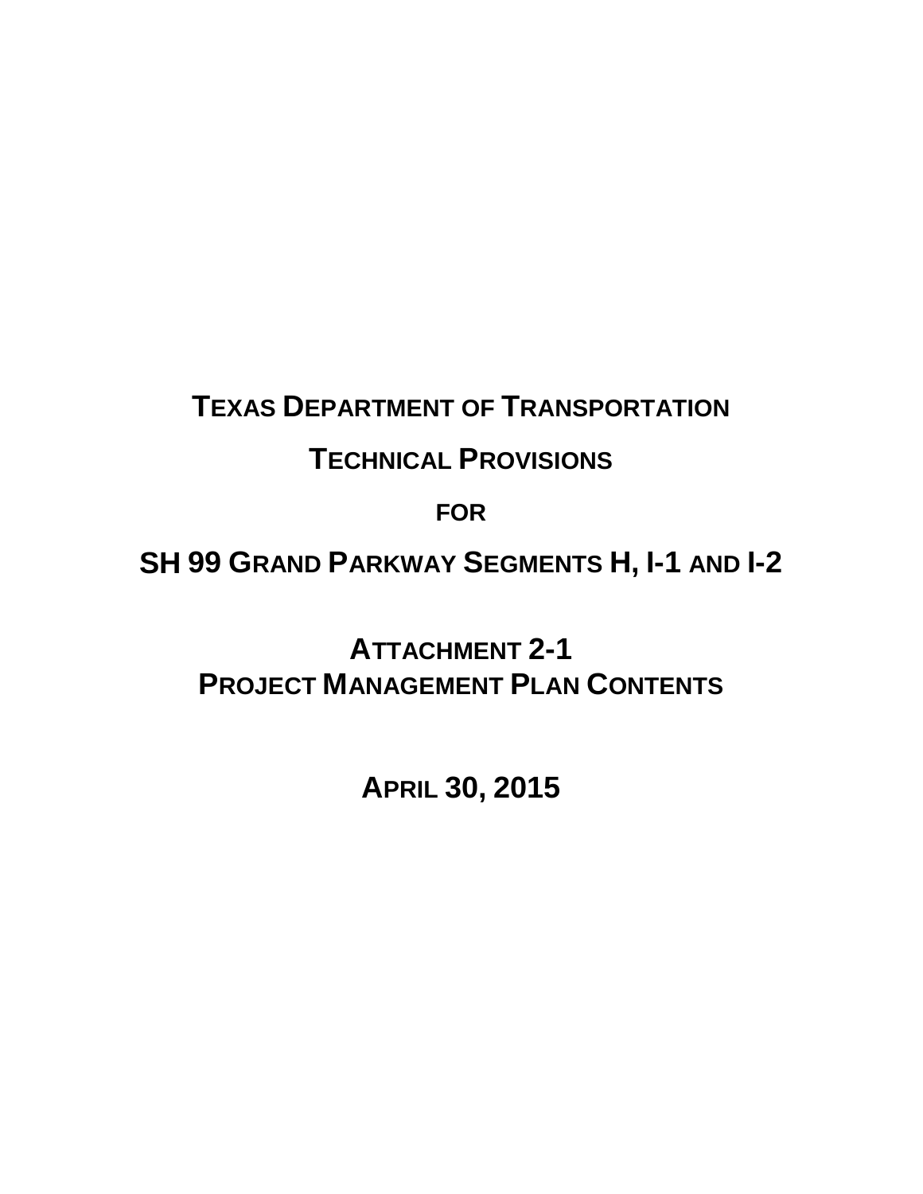# TEXAS DEPARTMENT OF TRANSPORTATION

# TECHNICAL PROVISIONS

# FOR

# SH 99 GRAND PARKWAY SEGMENTS H, I-1 AND I-2

## ATTACHMENT 2-1
## PROJECT MANAGEMENT PLAN CONTENTS

## APRIL 30, 2015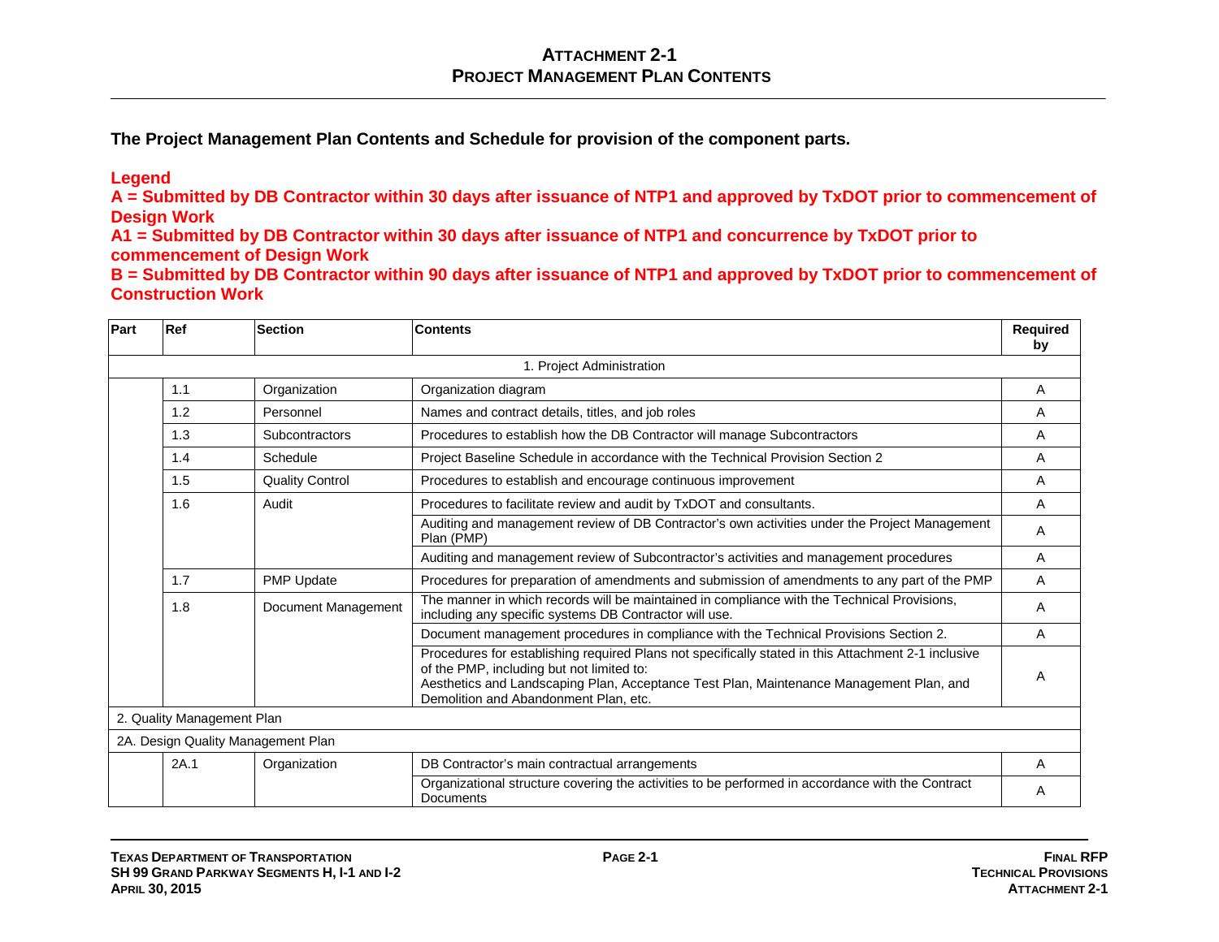# ATTACHMENT 2-1
## PROJECT MANAGEMENT PLAN CONTENTS

**The Project Management Plan Contents and Schedule for provision of the component parts.**

**Legend**

**A = Submitted by DB Contractor within 30 days after issuance of NTP1 and approved by TxDOT prior to commencement of Design Work**

**A1 = Submitted by DB Contractor within 30 days after issuance of NTP1 and concurrence by TxDOT prior to commencement of Design Work**

**B = Submitted by DB Contractor within 90 days after issuance of NTP1 and approved by TxDOT prior to commencement of Construction Work**

| Part | Ref | Section | Contents | Required by |
|---|---|---|---|---|
| 1. Project Administration | | | | |
| | 1.1 | Organization | Organization diagram | A |
| | 1.2 | Personnel | Names and contract details, titles, and job roles | A |
| | 1.3 | Subcontractors | Procedures to establish how the DB Contractor will manage Subcontractors | A |
| | 1.4 | Schedule | Project Baseline Schedule in accordance with the Technical Provision Section 2 | A |
| | 1.5 | Quality Control | Procedures to establish and encourage continuous improvement | A |
| | 1.6 | Audit | Procedures to facilitate review and audit by TxDOT and consultants. | A |
| | | | Auditing and management review of DB Contractor's own activities under the Project Management Plan (PMP) | A |
| | | | Auditing and management review of Subcontractor's activities and management procedures | A |
| | 1.7 | PMP Update | Procedures for preparation of amendments and submission of amendments to any part of the PMP | A |
| | 1.8 | Document Management | The manner in which records will be maintained in compliance with the Technical Provisions, including any specific systems DB Contractor will use. | A |
| | | | Document management procedures in compliance with the Technical Provisions Section 2. | A |
| | | | Procedures for establishing required Plans not specifically stated in this Attachment 2-1 inclusive of the PMP, including but not limited to: Aesthetics and Landscaping Plan, Acceptance Test Plan, Maintenance Management Plan, and Demolition and Abandonment Plan, etc. | A |
| 2. Quality Management Plan | | | | |
| 2A. Design Quality Management Plan | | | | |
| | 2A.1 | Organization | DB Contractor's main contractual arrangements | A |
| | | | Organizational structure covering the activities to be performed in accordance with the Contract Documents | A |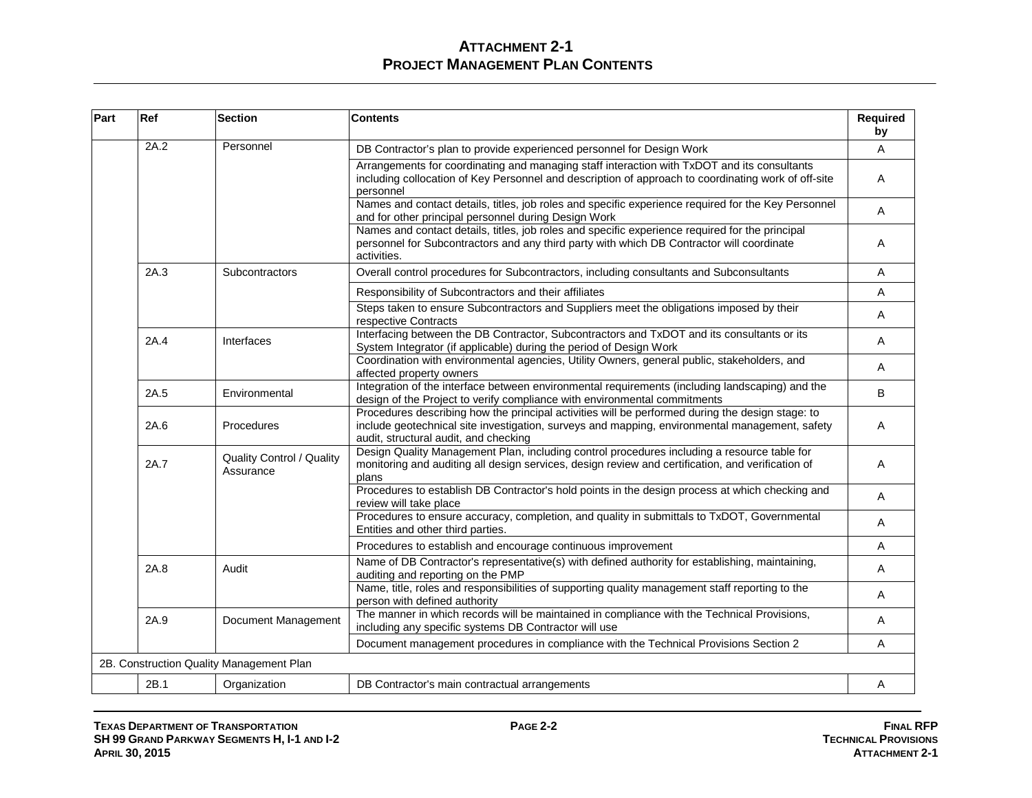# ATTACHMENT 2-1
## PROJECT MANAGEMENT PLAN CONTENTS

| Part | Ref | Section | Contents | Required by |
|---|---|---|---|---|
| | 2A.2 | Personnel | DB Contractor's plan to provide experienced personnel for Design Work | A |
| | | | Arrangements for coordinating and managing staff interaction with TxDOT and its consultants including collocation of Key Personnel and description of approach to coordinating work of off-site personnel | A |
| | | | Names and contact details, titles, job roles and specific experience required for the Key Personnel and for other principal personnel during Design Work | A |
| | | | Names and contact details, titles, job roles and specific experience required for the principal personnel for Subcontractors and any third party with which DB Contractor will coordinate activities. | A |
| | 2A.3 | Subcontractors | Overall control procedures for Subcontractors, including consultants and Subconsultants | A |
| | | | Responsibility of Subcontractors and their affiliates | A |
| | | | Steps taken to ensure Subcontractors and Suppliers meet the obligations imposed by their respective Contracts | A |
| | 2A.4 | Interfaces | Interfacing between the DB Contractor, Subcontractors and TxDOT and its consultants or its System Integrator (if applicable) during the period of Design Work | A |
| | | | Coordination with environmental agencies, Utility Owners, general public, stakeholders, and affected property owners | A |
| | 2A.5 | Environmental | Integration of the interface between environmental requirements (including landscaping) and the design of the Project to verify compliance with environmental commitments | B |
| | 2A.6 | Procedures | Procedures describing how the principal activities will be performed during the design stage: to include geotechnical site investigation, surveys and mapping, environmental management, safety audit, structural audit, and checking | A |
| | 2A.7 | Quality Control / Quality Assurance | Design Quality Management Plan, including control procedures including a resource table for monitoring and auditing all design services, design review and certification, and verification of plans | A |
| | | | Procedures to establish DB Contractor's hold points in the design process at which checking and review will take place | A |
| | | | Procedures to ensure accuracy, completion, and quality in submittals to TxDOT, Governmental Entities and other third parties. | A |
| | | | Procedures to establish and encourage continuous improvement | A |
| | 2A.8 | Audit | Name of DB Contractor's representative(s) with defined authority for establishing, maintaining, auditing and reporting on the PMP | A |
| | | | Name, title, roles and responsibilities of supporting quality management staff reporting to the person with defined authority | A |
| | 2A.9 | Document Management | The manner in which records will be maintained in compliance with the Technical Provisions, including any specific systems DB Contractor will use | A |
| | | | Document management procedures in compliance with the Technical Provisions Section 2 | A |
| 2B. Construction Quality Management Plan | | | | |
| | 2B.1 | Organization | DB Contractor's main contractual arrangements | A |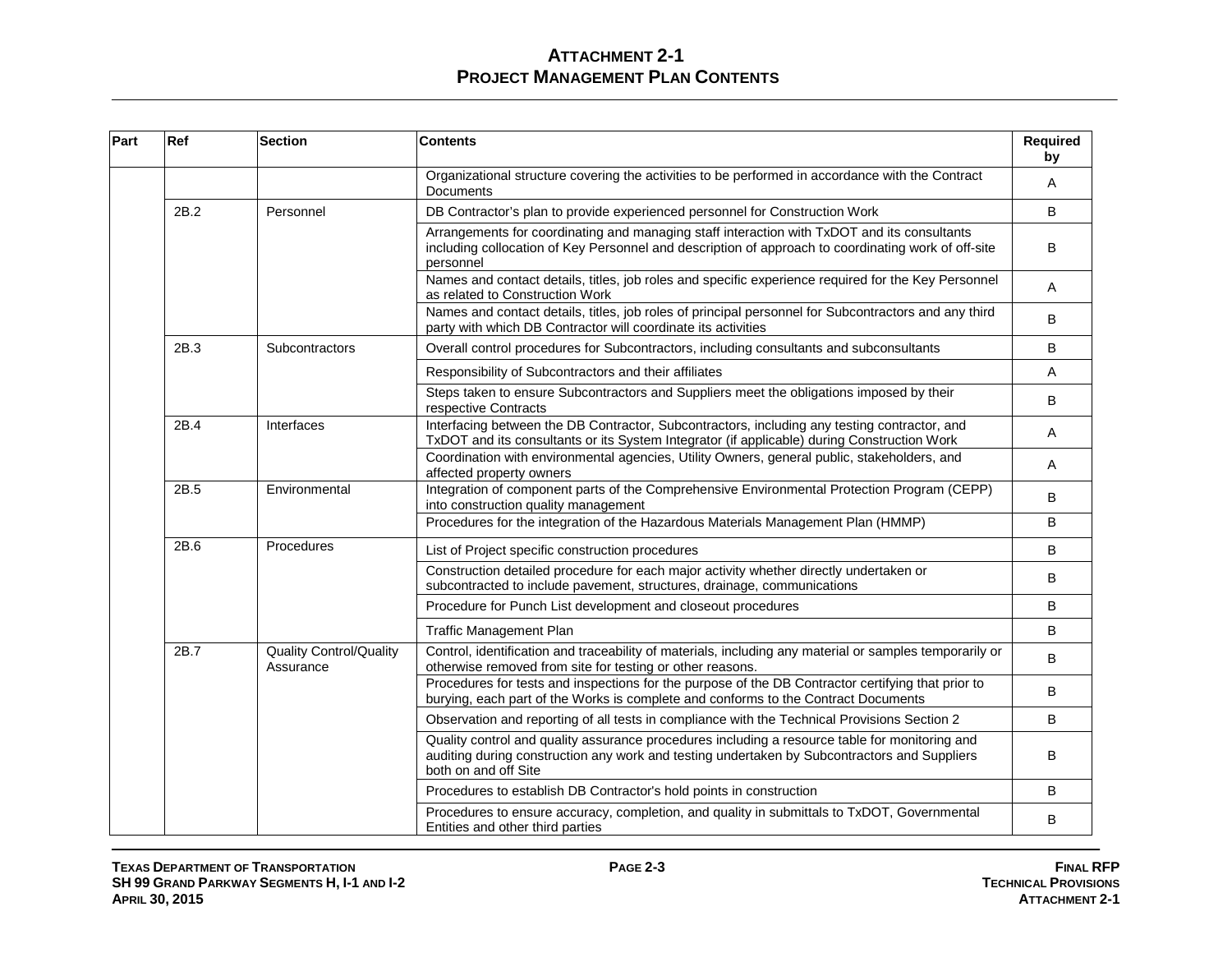# Attachment 2-1
## Project Management Plan Contents

| Part | Ref | Section | Contents | Required by |
|---|---|---|---|---|
| | | | Organizational structure covering the activities to be performed in accordance with the Contract Documents | A |
| | 2B.2 | Personnel | DB Contractor's plan to provide experienced personnel for Construction Work | B |
| | | | Arrangements for coordinating and managing staff interaction with TxDOT and its consultants including collocation of Key Personnel and description of approach to coordinating work of off-site personnel | B |
| | | | Names and contact details, titles, job roles and specific experience required for the Key Personnel as related to Construction Work | A |
| | | | Names and contact details, titles, job roles of principal personnel for Subcontractors and any third party with which DB Contractor will coordinate its activities | B |
| | 2B.3 | Subcontractors | Overall control procedures for Subcontractors, including consultants and subconsultants | B |
| | | | Responsibility of Subcontractors and their affiliates | A |
| | | | Steps taken to ensure Subcontractors and Suppliers meet the obligations imposed by their respective Contracts | B |
| | 2B.4 | Interfaces | Interfacing between the DB Contractor, Subcontractors, including any testing contractor, and TxDOT and its consultants or its System Integrator (if applicable) during Construction Work | A |
| | | | Coordination with environmental agencies, Utility Owners, general public, stakeholders, and affected property owners | A |
| | 2B.5 | Environmental | Integration of component parts of the Comprehensive Environmental Protection Program (CEPP) into construction quality management | B |
| | | | Procedures for the integration of the Hazardous Materials Management Plan (HMMP) | B |
| | 2B.6 | Procedures | List of Project specific construction procedures | B |
| | | | Construction detailed procedure for each major activity whether directly undertaken or subcontracted to include pavement, structures, drainage, communications | B |
| | | | Procedure for Punch List development and closeout procedures | B |
| | | | Traffic Management Plan | B |
| | 2B.7 | Quality Control/Quality Assurance | Control, identification and traceability of materials, including any material or samples temporarily or otherwise removed from site for testing or other reasons. | B |
| | | | Procedures for tests and inspections for the purpose of the DB Contractor certifying that prior to burying, each part of the Works is complete and conforms to the Contract Documents | B |
| | | | Observation and reporting of all tests in compliance with the Technical Provisions Section 2 | B |
| | | | Quality control and quality assurance procedures including a resource table for monitoring and auditing during construction any work and testing undertaken by Subcontractors and Suppliers both on and off Site | B |
| | | | Procedures to establish DB Contractor's hold points in construction | B |
| | | | Procedures to ensure accuracy, completion, and quality in submittals to TxDOT, Governmental Entities and other third parties | B |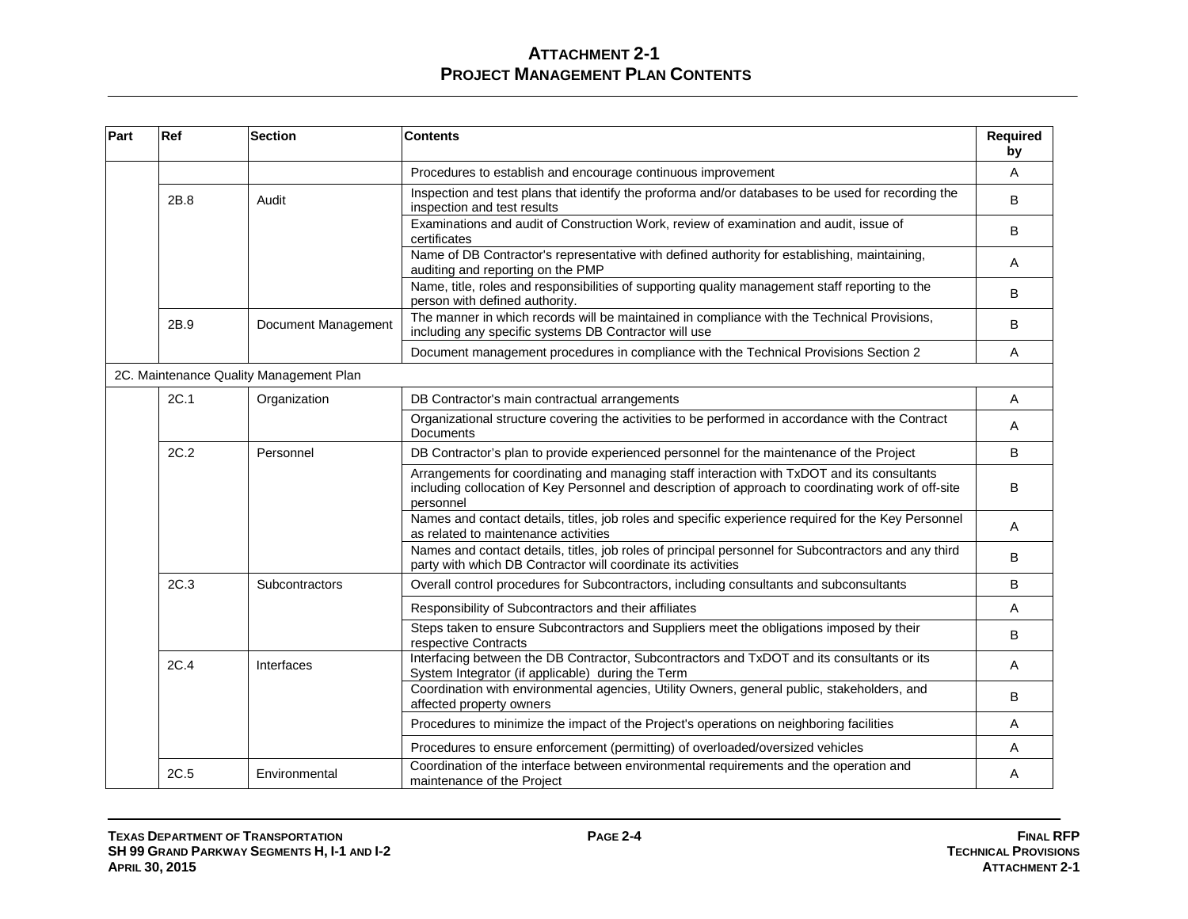# ATTACHMENT 2-1
# PROJECT MANAGEMENT PLAN CONTENTS

| Part | Ref | Section | Contents | Required by |
|---|---|---|---|---|
| | | | Procedures to establish and encourage continuous improvement | A |
| | 2B.8 | Audit | Inspection and test plans that identify the proforma and/or databases to be used for recording the inspection and test results | B |
| | | | Examinations and audit of Construction Work, review of examination and audit, issue of certificates | B |
| | | | Name of DB Contractor's representative with defined authority for establishing, maintaining, auditing and reporting on the PMP | A |
| | | | Name, title, roles and responsibilities of supporting quality management staff reporting to the person with defined authority. | B |
| | 2B.9 | Document Management | The manner in which records will be maintained in compliance with the Technical Provisions, including any specific systems DB Contractor will use | B |
| | | | Document management procedures in compliance with the Technical Provisions Section 2 | A |
| 2C. Maintenance Quality Management Plan | | | | |
| | 2C.1 | Organization | DB Contractor's main contractual arrangements | A |
| | | | Organizational structure covering the activities to be performed in accordance with the Contract Documents | A |
| | 2C.2 | Personnel | DB Contractor's plan to provide experienced personnel for the maintenance of the Project | B |
| | | | Arrangements for coordinating and managing staff interaction with TxDOT and its consultants including collocation of Key Personnel and description of approach to coordinating work of off-site personnel | B |
| | | | Names and contact details, titles, job roles and specific experience required for the Key Personnel as related to maintenance activities | A |
| | | | Names and contact details, titles, job roles of principal personnel for Subcontractors and any third party with which DB Contractor will coordinate its activities | B |
| | 2C.3 | Subcontractors | Overall control procedures for Subcontractors, including consultants and subconsultants | B |
| | | | Responsibility of Subcontractors and their affiliates | A |
| | | | Steps taken to ensure Subcontractors and Suppliers meet the obligations imposed by their respective Contracts | B |
| | 2C.4 | Interfaces | Interfacing between the DB Contractor, Subcontractors and TxDOT and its consultants or its System Integrator (if applicable) during the Term | A |
| | | | Coordination with environmental agencies, Utility Owners, general public, stakeholders, and affected property owners | B |
| | | | Procedures to minimize the impact of the Project's operations on neighboring facilities | A |
| | | | Procedures to ensure enforcement (permitting) of overloaded/oversized vehicles | A |
| | 2C.5 | Environmental | Coordination of the interface between environmental requirements and the operation and maintenance of the Project | A |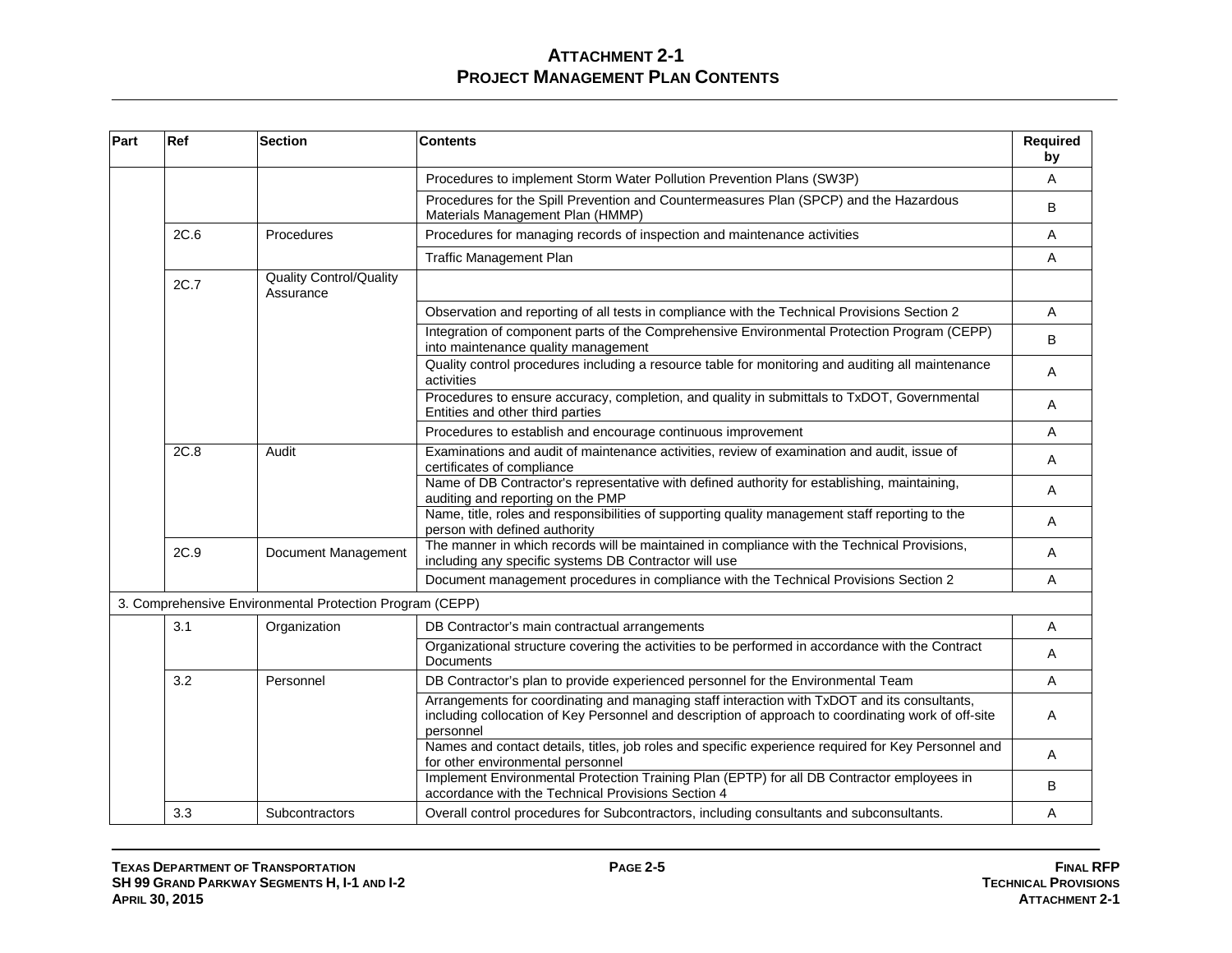# ATTACHMENT 2-1
## PROJECT MANAGEMENT PLAN CONTENTS

| Part | Ref | Section | Contents | Required by |
|---|---|---|---|---|
| | | | Procedures to implement Storm Water Pollution Prevention Plans (SW3P) | A |
| | | | Procedures for the Spill Prevention and Countermeasures Plan (SPCP) and the Hazardous Materials Management Plan (HMMP) | B |
| | 2C.6 | Procedures | Procedures for managing records of inspection and maintenance activities | A |
| | | | Traffic Management Plan | A |
| | 2C.7 | Quality Control/Quality Assurance | | |
| | | | Observation and reporting of all tests in compliance with the Technical Provisions Section 2 | A |
| | | | Integration of component parts of the Comprehensive Environmental Protection Program (CEPP) into maintenance quality management | B |
| | | | Quality control procedures including a resource table for monitoring and auditing all maintenance activities | A |
| | | | Procedures to ensure accuracy, completion, and quality in submittals to TxDOT, Governmental Entities and other third parties | A |
| | | | Procedures to establish and encourage continuous improvement | A |
| | 2C.8 | Audit | Examinations and audit of maintenance activities, review of examination and audit, issue of certificates of compliance | A |
| | | | Name of DB Contractor's representative with defined authority for establishing, maintaining, auditing and reporting on the PMP | A |
| | | | Name, title, roles and responsibilities of supporting quality management staff reporting to the person with defined authority | A |
| | 2C.9 | Document Management | The manner in which records will be maintained in compliance with the Technical Provisions, including any specific systems DB Contractor will use | A |
| | | | Document management procedures in compliance with the Technical Provisions Section 2 | A |
| 3. Comprehensive Environmental Protection Program (CEPP) | | | | |
| | 3.1 | Organization | DB Contractor's main contractual arrangements | A |
| | | | Organizational structure covering the activities to be performed in accordance with the Contract Documents | A |
| | 3.2 | Personnel | DB Contractor's plan to provide experienced personnel for the Environmental Team | A |
| | | | Arrangements for coordinating and managing staff interaction with TxDOT and its consultants, including collocation of Key Personnel and description of approach to coordinating work of off-site personnel | A |
| | | | Names and contact details, titles, job roles and specific experience required for Key Personnel and for other environmental personnel | A |
| | | | Implement Environmental Protection Training Plan (EPTP) for all DB Contractor employees in accordance with the Technical Provisions Section 4 | B |
| | 3.3 | Subcontractors | Overall control procedures for Subcontractors, including consultants and subconsultants. | A |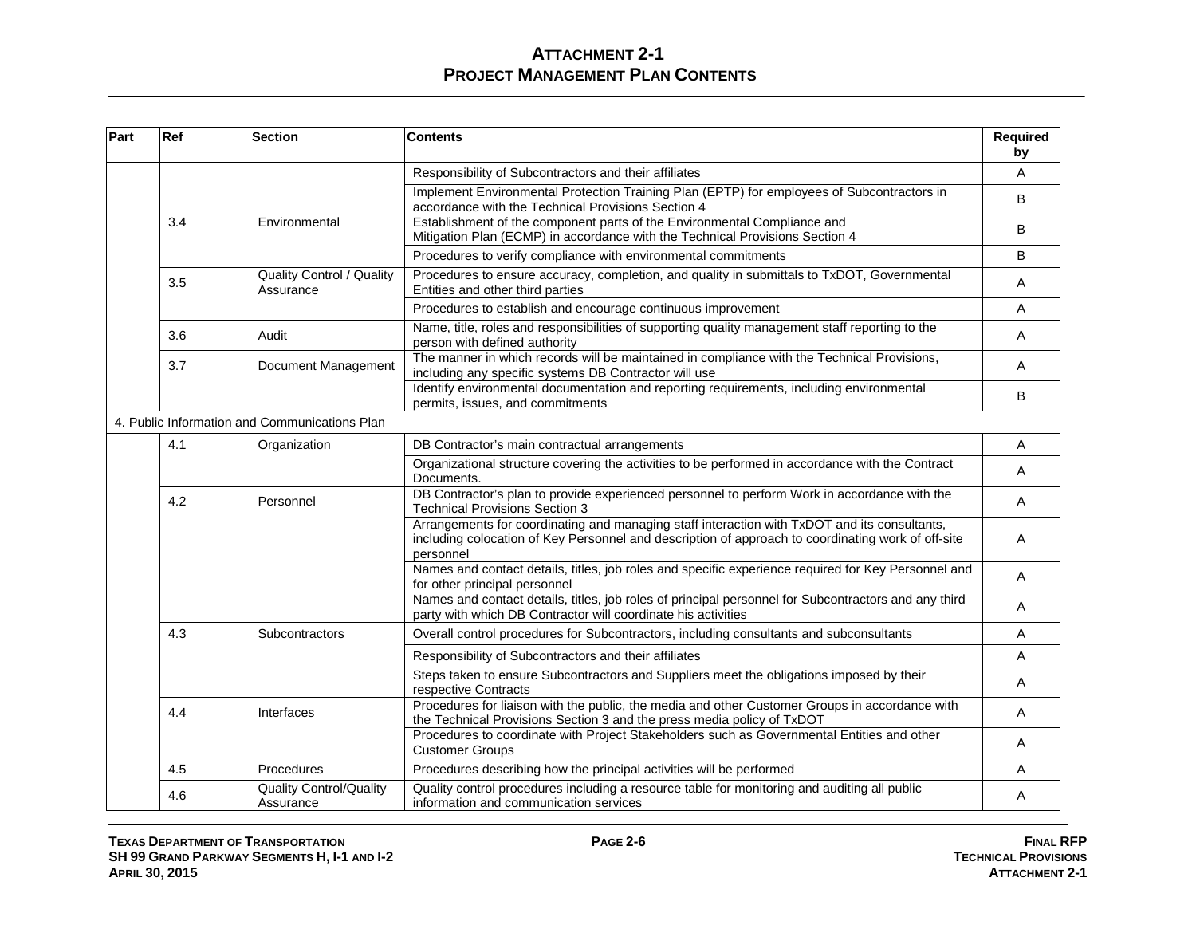# ATTACHMENT 2-1
# PROJECT MANAGEMENT PLAN CONTENTS

| Part | Ref | Section | Contents | Required by |
|---|---|---|---|---|
| | | | Responsibility of Subcontractors and their affiliates | A |
| | | | Implement Environmental Protection Training Plan (EPTP) for employees of Subcontractors in accordance with the Technical Provisions Section 4 | B |
| | 3.4 | Environmental | Establishment of the component parts of the Environmental Compliance and Mitigation Plan (ECMP) in accordance with the Technical Provisions Section 4 | B |
| | | | Procedures to verify compliance with environmental commitments | B |
| | 3.5 | Quality Control / Quality Assurance | Procedures to ensure accuracy, completion, and quality in submittals to TxDOT, Governmental Entities and other third parties | A |
| | | | Procedures to establish and encourage continuous improvement | A |
| | 3.6 | Audit | Name, title, roles and responsibilities of supporting quality management staff reporting to the person with defined authority | A |
| | 3.7 | Document Management | The manner in which records will be maintained in compliance with the Technical Provisions, including any specific systems DB Contractor will use | A |
| | | | Identify environmental documentation and reporting requirements, including environmental permits, issues, and commitments | B |
| 4. Public Information and Communications Plan | | | | |
| | 4.1 | Organization | DB Contractor's main contractual arrangements | A |
| | | | Organizational structure covering the activities to be performed in accordance with the Contract Documents. | A |
| | 4.2 | Personnel | DB Contractor's plan to provide experienced personnel to perform Work in accordance with the Technical Provisions Section 3 | A |
| | | | Arrangements for coordinating and managing staff interaction with TxDOT and its consultants, including colocation of Key Personnel and description of approach to coordinating work of off-site personnel | A |
| | | | Names and contact details, titles, job roles and specific experience required for Key Personnel and for other principal personnel | A |
| | | | Names and contact details, titles, job roles of principal personnel for Subcontractors and any third party with which DB Contractor will coordinate his activities | A |
| | 4.3 | Subcontractors | Overall control procedures for Subcontractors, including consultants and subconsultants | A |
| | | | Responsibility of Subcontractors and their affiliates | A |
| | | | Steps taken to ensure Subcontractors and Suppliers meet the obligations imposed by their respective Contracts | A |
| | 4.4 | Interfaces | Procedures for liaison with the public, the media and other Customer Groups in accordance with the Technical Provisions Section 3 and the press media policy of TxDOT | A |
| | | | Procedures to coordinate with Project Stakeholders such as Governmental Entities and other Customer Groups | A |
| | 4.5 | Procedures | Procedures describing how the principal activities will be performed | A |
| | 4.6 | Quality Control/Quality Assurance | Quality control procedures including a resource table for monitoring and auditing all public information and communication services | A |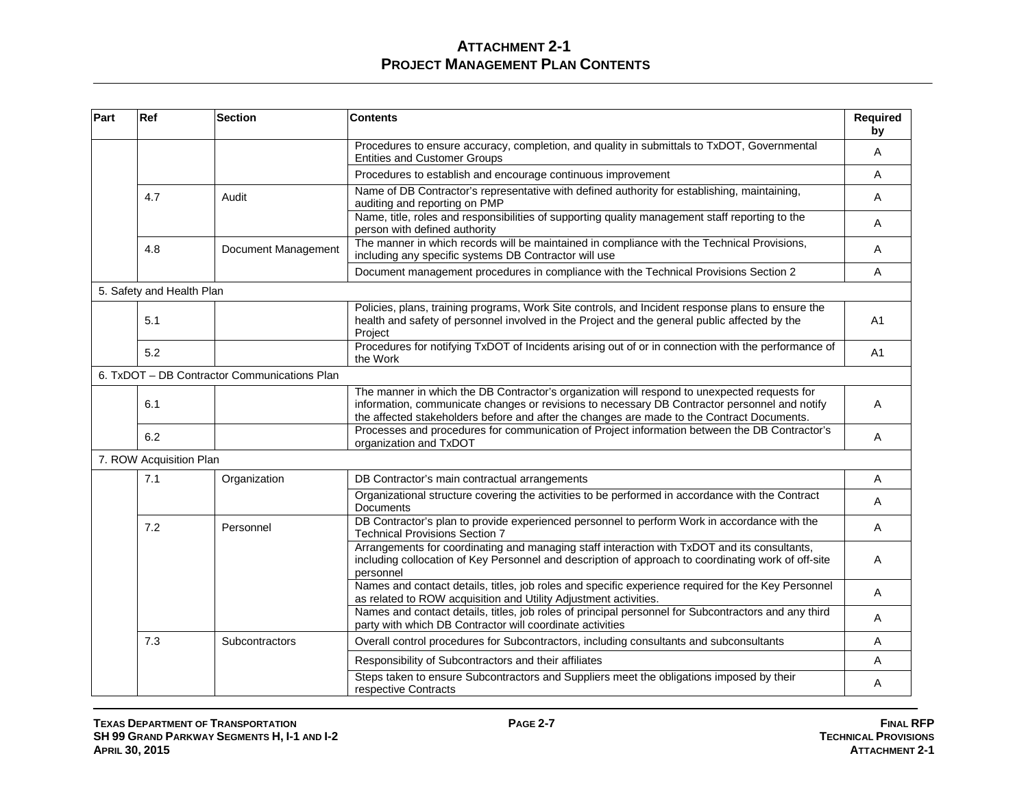# ATTACHMENT 2-1
## PROJECT MANAGEMENT PLAN CONTENTS

| Part | Ref | Section | Contents | Required by |
|---|---|---|---|---|
| | | | Procedures to ensure accuracy, completion, and quality in submittals to TxDOT, Governmental Entities and Customer Groups | A |
| | | | Procedures to establish and encourage continuous improvement | A |
| | 4.7 | Audit | Name of DB Contractor's representative with defined authority for establishing, maintaining, auditing and reporting on PMP | A |
| | | | Name, title, roles and responsibilities of supporting quality management staff reporting to the person with defined authority | A |
| | 4.8 | Document Management | The manner in which records will be maintained in compliance with the Technical Provisions, including any specific systems DB Contractor will use | A |
| | | | Document management procedures in compliance with the Technical Provisions Section 2 | A |
| 5. Safety and Health Plan | | | | |
| | 5.1 | | Policies, plans, training programs, Work Site controls, and Incident response plans to ensure the health and safety of personnel involved in the Project and the general public affected by the Project | A1 |
| | 5.2 | | Procedures for notifying TxDOT of Incidents arising out of or in connection with the performance of the Work | A1 |
| 6. TxDOT – DB Contractor Communications Plan | | | | |
| | 6.1 | | The manner in which the DB Contractor's organization will respond to unexpected requests for information, communicate changes or revisions to necessary DB Contractor personnel and notify the affected stakeholders before and after the changes are made to the Contract Documents. | A |
| | 6.2 | | Processes and procedures for communication of Project information between the DB Contractor's organization and TxDOT | A |
| 7. ROW Acquisition Plan | | | | |
| | 7.1 | Organization | DB Contractor's main contractual arrangements | A |
| | | | Organizational structure covering the activities to be performed in accordance with the Contract Documents | A |
| | 7.2 | Personnel | DB Contractor's plan to provide experienced personnel to perform Work in accordance with the Technical Provisions Section 7 | A |
| | | | Arrangements for coordinating and managing staff interaction with TxDOT and its consultants, including collocation of Key Personnel and description of approach to coordinating work of off-site personnel | A |
| | | | Names and contact details, titles, job roles and specific experience required for the Key Personnel as related to ROW acquisition and Utility Adjustment activities. | A |
| | | | Names and contact details, titles, job roles of principal personnel for Subcontractors and any third party with which DB Contractor will coordinate activities | A |
| | 7.3 | Subcontractors | Overall control procedures for Subcontractors, including consultants and subconsultants | A |
| | | | Responsibility of Subcontractors and their affiliates | A |
| | | | Steps taken to ensure Subcontractors and Suppliers meet the obligations imposed by their respective Contracts | A |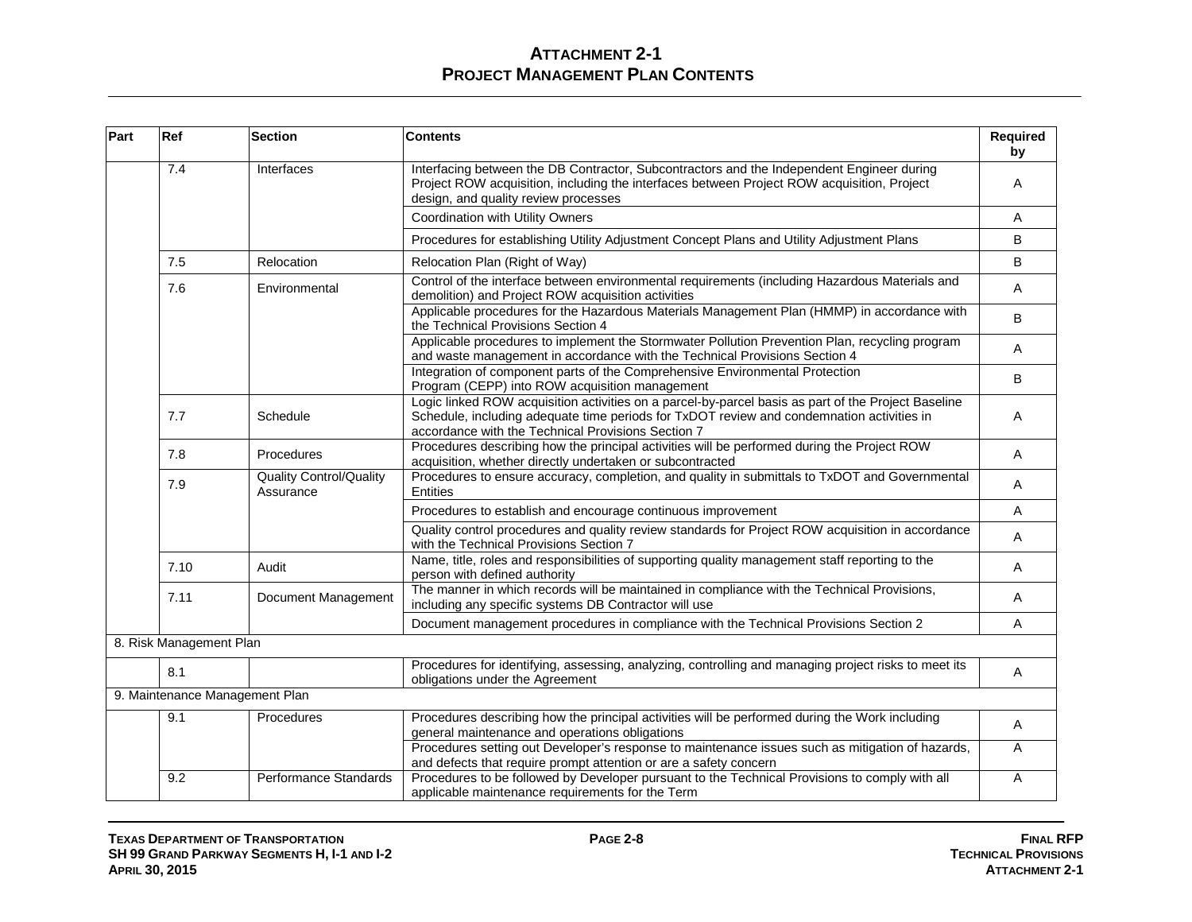# ATTACHMENT 2-1
## PROJECT MANAGEMENT PLAN CONTENTS

| Part | Ref | Section | Contents | Required by |
|---|---|---|---|---|
| | 7.4 | Interfaces | Interfacing between the DB Contractor, Subcontractors and the Independent Engineer during Project ROW acquisition, including the interfaces between Project ROW acquisition, Project design, and quality review processes | A |
| | | | Coordination with Utility Owners | A |
| | | | Procedures for establishing Utility Adjustment Concept Plans and Utility Adjustment Plans | B |
| | 7.5 | Relocation | Relocation Plan (Right of Way) | B |
| | 7.6 | Environmental | Control of the interface between environmental requirements (including Hazardous Materials and demolition) and Project ROW acquisition activities | A |
| | | | Applicable procedures for the Hazardous Materials Management Plan (HMMP) in accordance with the Technical Provisions Section 4 | B |
| | | | Applicable procedures to implement the Stormwater Pollution Prevention Plan, recycling program and waste management in accordance with the Technical Provisions Section 4 | A |
| | | | Integration of component parts of the Comprehensive Environmental Protection Program (CEPP) into ROW acquisition management | B |
| | 7.7 | Schedule | Logic linked ROW acquisition activities on a parcel-by-parcel basis as part of the Project Baseline Schedule, including adequate time periods for TxDOT review and condemnation activities in accordance with the Technical Provisions Section 7 | A |
| | 7.8 | Procedures | Procedures describing how the principal activities will be performed during the Project ROW acquisition, whether directly undertaken or subcontracted | A |
| | 7.9 | Quality Control/Quality Assurance | Procedures to ensure accuracy, completion, and quality in submittals to TxDOT and Governmental Entities | A |
| | | | Procedures to establish and encourage continuous improvement | A |
| | | | Quality control procedures and quality review standards for Project ROW acquisition in accordance with the Technical Provisions Section 7 | A |
| | 7.10 | Audit | Name, title, roles and responsibilities of supporting quality management staff reporting to the person with defined authority | A |
| | 7.11 | Document Management | The manner in which records will be maintained in compliance with the Technical Provisions, including any specific systems DB Contractor will use | A |
| | | | Document management procedures in compliance with the Technical Provisions Section 2 | A |
| 8. Risk Management Plan | | | | |
| | 8.1 | | Procedures for identifying, assessing, analyzing, controlling and managing project risks to meet its obligations under the Agreement | A |
| 9. Maintenance Management Plan | | | | |
| | 9.1 | Procedures | Procedures describing how the principal activities will be performed during the Work including general maintenance and operations obligations | A |
| | | | Procedures setting out Developer's response to maintenance issues such as mitigation of hazards, and defects that require prompt attention or are a safety concern | A |
| | 9.2 | Performance Standards | Procedures to be followed by Developer pursuant to the Technical Provisions to comply with all applicable maintenance requirements for the Term | A |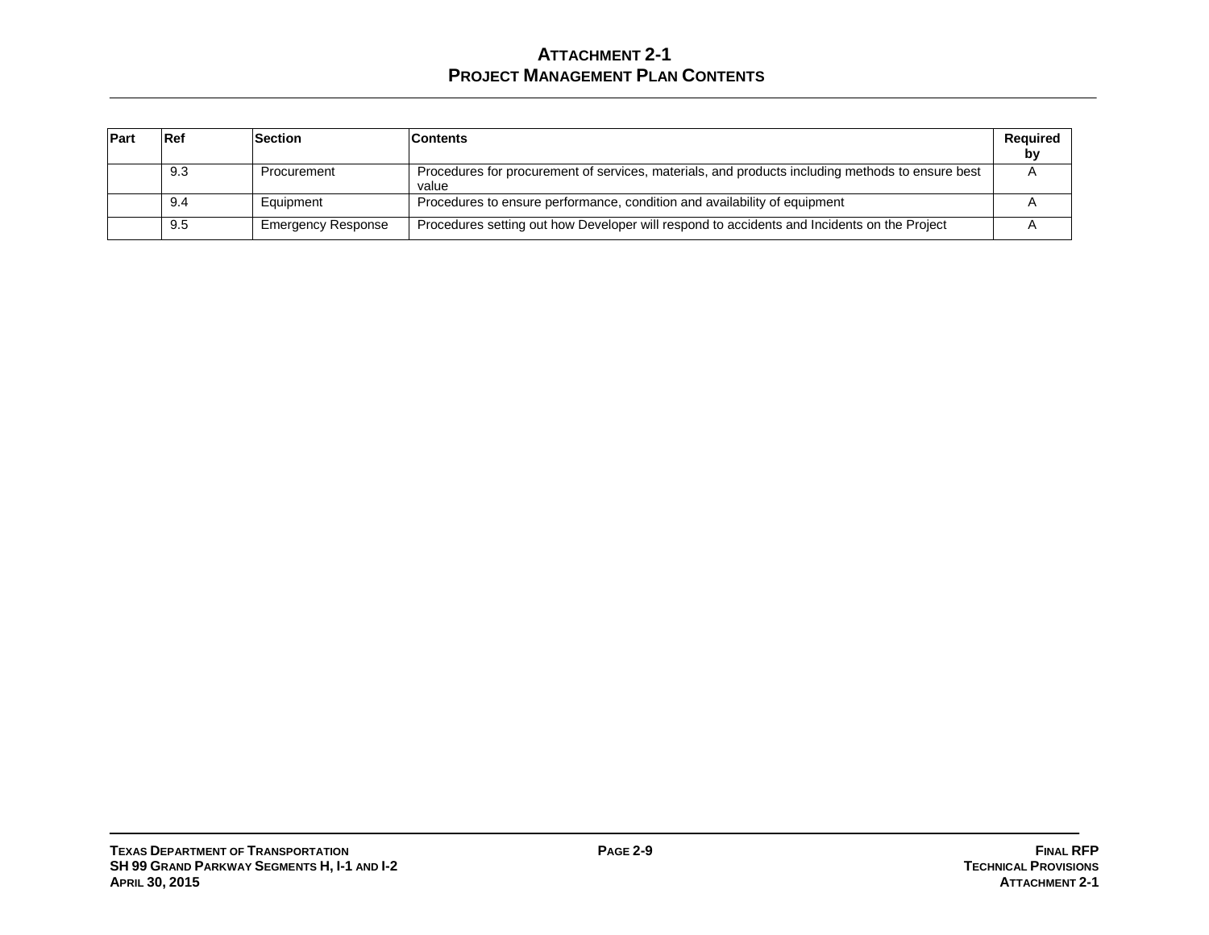# ATTACHMENT 2-1
# PROJECT MANAGEMENT PLAN CONTENTS

| Part | Ref | Section | Contents | Required by |
|---|---|---|---|---|
| | 9.3 | Procurement | Procedures for procurement of services, materials, and products including methods to ensure best value | A |
| | 9.4 | Equipment | Procedures to ensure performance, condition and availability of equipment | A |
| | 9.5 | Emergency Response | Procedures setting out how Developer will respond to accidents and Incidents on the Project | A |